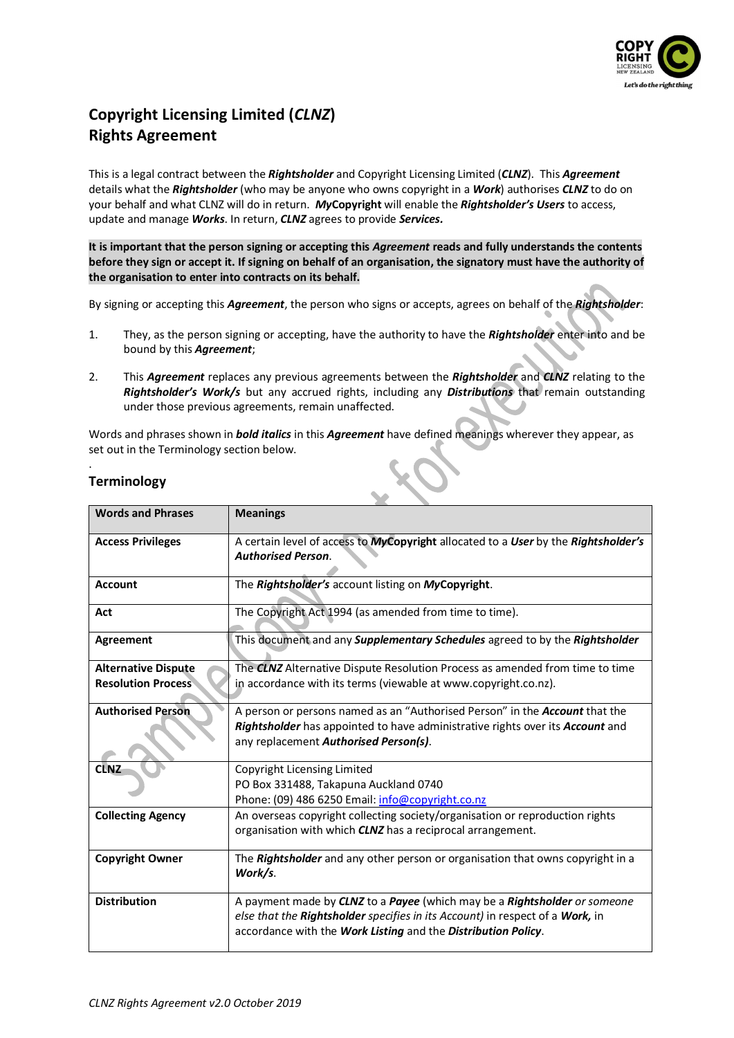# Copyright Licensing Limited (*CLNZ*) Rights Agreement

This is a legal contract between the ***Rightsholder*** and Copyright Licensing Limited (***CLNZ***). This ***Agreement*** details what the ***Rightsholder*** (who may be anyone who owns copyright in a ***Work***) authorises ***CLNZ*** to do on your behalf and what CLNZ will do in return. ***My*Copyright** will enable the ***Rightsholder's Users*** to access, update and manage ***Works***. In return, ***CLNZ*** agrees to provide ***Services.***

**It is important that the person signing or accepting this *Agreement* reads and fully understands the contents before they sign or accept it. If signing on behalf of an organisation, the signatory must have the authority of the organisation to enter into contracts on its behalf.**

By signing or accepting this ***Agreement***, the person who signs or accepts, agrees on behalf of the ***Rightsholder***:

1. They, as the person signing or accepting, have the authority to have the ***Rightsholder*** enter into and be bound by this ***Agreement***;
2. This ***Agreement*** replaces any previous agreements between the ***Rightsholder*** and ***CLNZ*** relating to the ***Rightsholder's Work/s*** but any accrued rights, including any ***Distributions*** that remain outstanding under those previous agreements, remain unaffected.

Words and phrases shown in ***bold italics*** in this ***Agreement*** have defined meanings wherever they appear, as set out in the Terminology section below.

## Terminology

| Words and Phrases | Meanings |
|---|---|
| **Access Privileges** | A certain level of access to ***My*Copyright** allocated to a ***User*** by the ***Rightsholder's Authorised Person***. |
| **Account** | The ***Rightsholder's*** account listing on ***My*Copyright**. |
| **Act** | The Copyright Act 1994 (as amended from time to time). |
| **Agreement** | This document and any ***Supplementary Schedules*** agreed to by the ***Rightsholder*** |
| **Alternative Dispute Resolution Process** | The ***CLNZ*** Alternative Dispute Resolution Process as amended from time to time in accordance with its terms (viewable at www.copyright.co.nz). |
| **Authorised Person** | A person or persons named as an "Authorised Person" in the ***Account*** that the ***Rightsholder*** has appointed to have administrative rights over its ***Account*** and any replacement ***Authorised Person(s)***. |
| **CLNZ** | Copyright Licensing Limited<br>PO Box 331488, Takapuna Auckland 0740<br>Phone: (09) 486 6250 Email: info@copyright.co.nz |
| **Collecting Agency** | An overseas copyright collecting society/organisation or reproduction rights organisation with which ***CLNZ*** has a reciprocal arrangement. |
| **Copyright Owner** | The ***Rightsholder*** and any other person or organisation that owns copyright in a ***Work/s***. |
| **Distribution** | A payment made by ***CLNZ*** to a ***Payee*** (which may be a ***Rightsholder*** *or someone else that the* ***Rightsholder*** *specifies in its Account)* in respect of a ***Work,*** in accordance with the ***Work Listing*** and the ***Distribution Policy***. |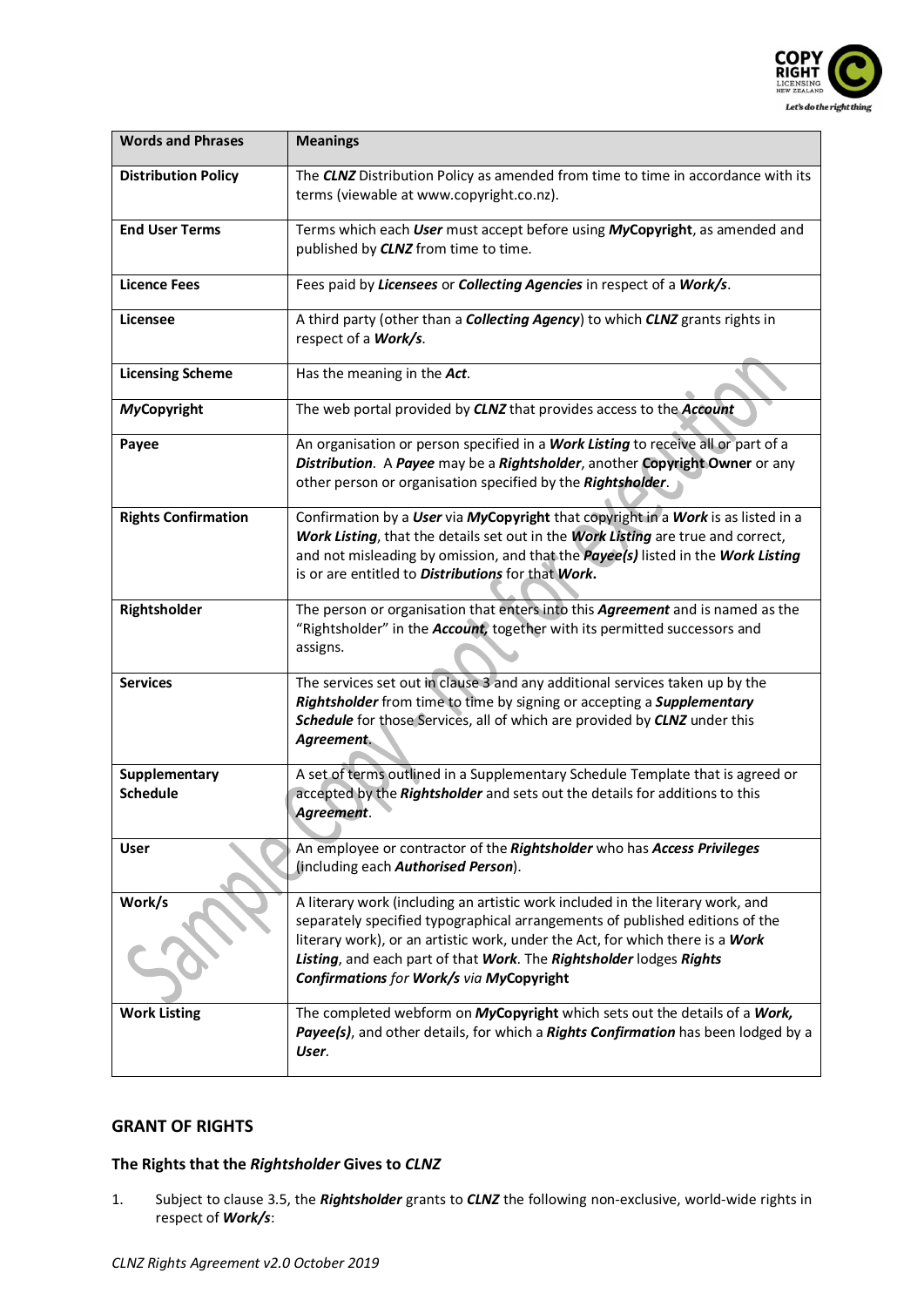| Words and Phrases | Meanings |
|---|---|
| **Distribution Policy** | The ***CLNZ*** Distribution Policy as amended from time to time in accordance with its terms (viewable at www.copyright.co.nz). |
| **End User Terms** | Terms which each ***User*** must accept before using ***My*Copyright**, as amended and published by ***CLNZ*** from time to time. |
| **Licence Fees** | Fees paid by ***Licensees*** or ***Collecting Agencies*** in respect of a ***Work/s***. |
| **Licensee** | A third party (other than a ***Collecting Agency***) to which ***CLNZ*** grants rights in respect of a ***Work/s***. |
| **Licensing Scheme** | Has the meaning in the ***Act***. |
| ***My*Copyright** | The web portal provided by ***CLNZ*** that provides access to the ***Account*** |
| **Payee** | An organisation or person specified in a ***Work Listing*** to receive all or part of a ***Distribution***. A ***Payee*** may be a ***Rightsholder***, another **Copyright Owner** or any other person or organisation specified by the ***Rightsholder***. |
| **Rights Confirmation** | Confirmation by a ***User*** via ***My*Copyright** that copyright in a ***Work*** is as listed in a ***Work Listing***, that the details set out in the ***Work Listing*** are true and correct, and not misleading by omission, and that the ***Payee(s)*** listed in the ***Work Listing*** is or are entitled to ***Distributions*** for that ***Work***. |
| **Rightsholder** | The person or organisation that enters into this ***Agreement*** and is named as the "Rightsholder" in the ***Account***, together with its permitted successors and assigns. |
| **Services** | The services set out in clause 3 and any additional services taken up by the ***Rightsholder*** from time to time by signing or accepting a ***Supplementary Schedule*** for those Services, all of which are provided by ***CLNZ*** under this ***Agreement***. |
| **Supplementary Schedule** | A set of terms outlined in a Supplementary Schedule Template that is agreed or accepted by the ***Rightsholder*** and sets out the details for additions to this ***Agreement***. |
| **User** | An employee or contractor of the ***Rightsholder*** who has ***Access Privileges*** (including each ***Authorised Person***). |
| **Work/s** | A literary work (including an artistic work included in the literary work, and separately specified typographical arrangements of published editions of the literary work), or an artistic work, under the Act, for which there is a ***Work Listing***, and each part of that ***Work***. The ***Rightsholder*** lodges ***Rights Confirmations for Work/s via*** **MyCopyright** |
| **Work Listing** | The completed webform on ***My*Copyright** which sets out the details of a ***Work, Payee(s)***, and other details, for which a ***Rights Confirmation*** has been lodged by a ***User***. |

## GRANT OF RIGHTS

### The Rights that the *Rightsholder* Gives to *CLNZ*

1. Subject to clause 3.5, the ***Rightsholder*** grants to ***CLNZ*** the following non-exclusive, world-wide rights in respect of ***Work/s***: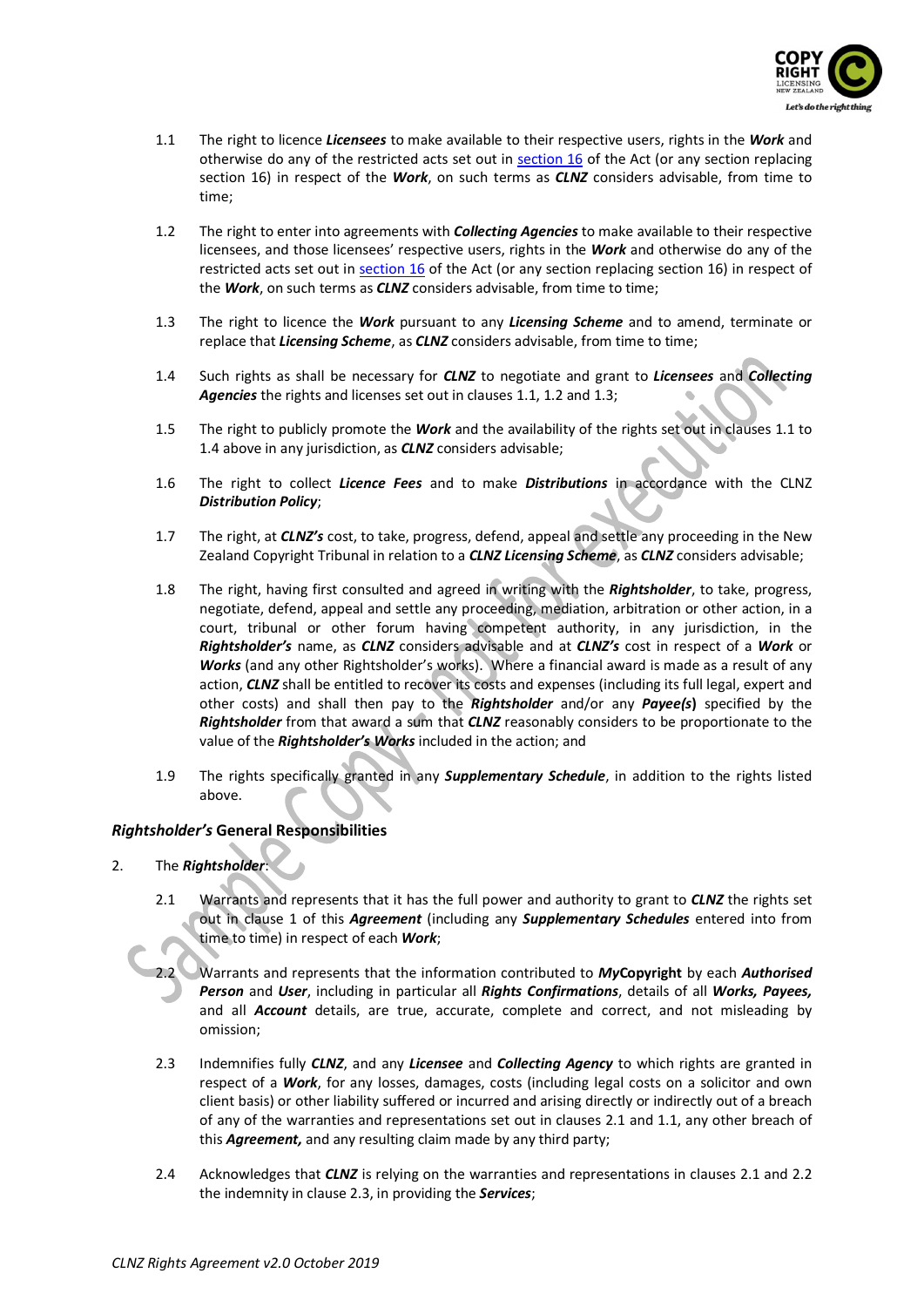1.1 The right to licence ***Licensees*** to make available to their respective users, rights in the ***Work*** and otherwise do any of the restricted acts set out in section 16 of the Act (or any section replacing section 16) in respect of the ***Work***, on such terms as ***CLNZ*** considers advisable, from time to time;

1.2 The right to enter into agreements with ***Collecting Agencies*** to make available to their respective licensees, and those licensees' respective users, rights in the ***Work*** and otherwise do any of the restricted acts set out in section 16 of the Act (or any section replacing section 16) in respect of the ***Work***, on such terms as ***CLNZ*** considers advisable, from time to time;

1.3 The right to licence the ***Work*** pursuant to any ***Licensing Scheme*** and to amend, terminate or replace that ***Licensing Scheme***, as ***CLNZ*** considers advisable, from time to time;

1.4 Such rights as shall be necessary for ***CLNZ*** to negotiate and grant to ***Licensees*** and ***Collecting Agencies*** the rights and licenses set out in clauses 1.1, 1.2 and 1.3;

1.5 The right to publicly promote the ***Work*** and the availability of the rights set out in clauses 1.1 to 1.4 above in any jurisdiction, as ***CLNZ*** considers advisable;

1.6 The right to collect ***Licence Fees*** and to make ***Distributions*** in accordance with the CLNZ ***Distribution Policy***;

1.7 The right, at ***CLNZ's*** cost, to take, progress, defend, appeal and settle any proceeding in the New Zealand Copyright Tribunal in relation to a ***CLNZ Licensing Scheme***, as ***CLNZ*** considers advisable;

1.8 The right, having first consulted and agreed in writing with the ***Rightsholder***, to take, progress, negotiate, defend, appeal and settle any proceeding, mediation, arbitration or other action, in a court, tribunal or other forum having competent authority, in any jurisdiction, in the ***Rightsholder's*** name, as ***CLNZ*** considers advisable and at ***CLNZ's*** cost in respect of a ***Work*** or ***Works*** (and any other Rightsholder's works). Where a financial award is made as a result of any action, ***CLNZ*** shall be entitled to recover its costs and expenses (including its full legal, expert and other costs) and shall then pay to the ***Rightsholder*** and/or any ***Payee(s)*** specified by the ***Rightsholder*** from that award a sum that ***CLNZ*** reasonably considers to be proportionate to the value of the ***Rightsholder's Works*** included in the action; and

1.9 The rights specifically granted in any ***Supplementary Schedule***, in addition to the rights listed above.

### ***Rightsholder's*** General Responsibilities

2. The ***Rightsholder***:

2.1 Warrants and represents that it has the full power and authority to grant to ***CLNZ*** the rights set out in clause 1 of this ***Agreement*** (including any ***Supplementary Schedules*** entered into from time to time) in respect of each ***Work***;

2.2 Warrants and represents that the information contributed to ***My*****Copyright** by each ***Authorised Person*** and ***User***, including in particular all ***Rights Confirmations***, details of all ***Works, Payees,*** and all ***Account*** details, are true, accurate, complete and correct, and not misleading by omission;

2.3 Indemnifies fully ***CLNZ***, and any ***Licensee*** and ***Collecting Agency*** to which rights are granted in respect of a ***Work***, for any losses, damages, costs (including legal costs on a solicitor and own client basis) or other liability suffered or incurred and arising directly or indirectly out of a breach of any of the warranties and representations set out in clauses 2.1 and 1.1, any other breach of this ***Agreement,*** and any resulting claim made by any third party;

2.4 Acknowledges that ***CLNZ*** is relying on the warranties and representations in clauses 2.1 and 2.2 the indemnity in clause 2.3, in providing the ***Services***;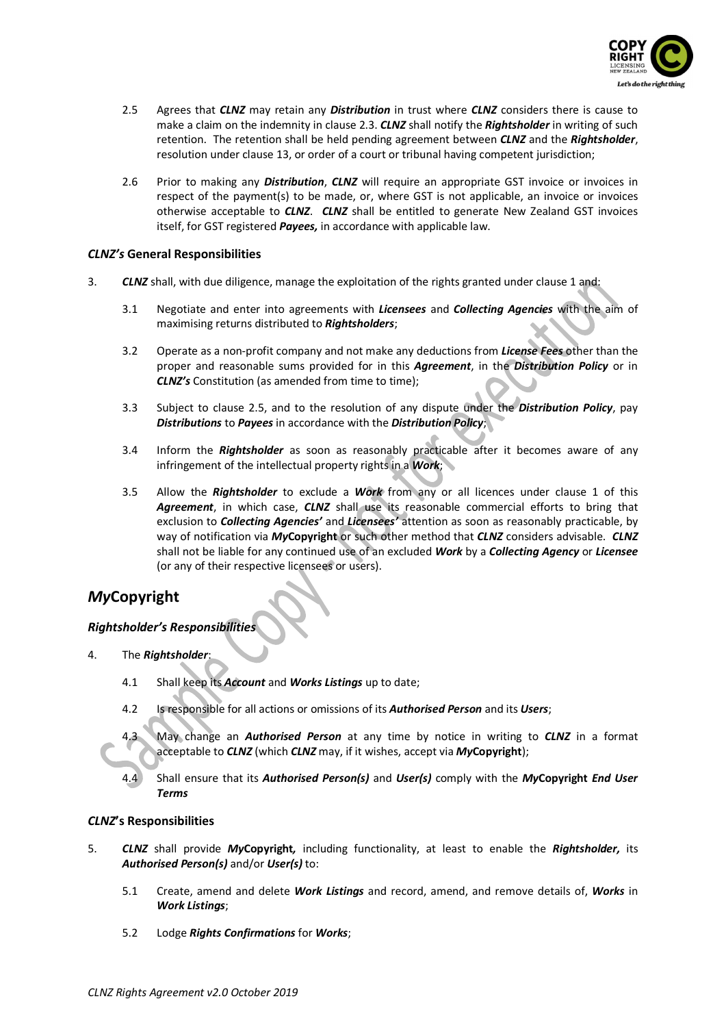2.5 Agrees that ***CLNZ*** may retain any ***Distribution*** in trust where ***CLNZ*** considers there is cause to make a claim on the indemnity in clause 2.3. ***CLNZ*** shall notify the ***Rightsholder*** in writing of such retention. The retention shall be held pending agreement between ***CLNZ*** and the ***Rightsholder***, resolution under clause 13, or order of a court or tribunal having competent jurisdiction;

2.6 Prior to making any ***Distribution***, ***CLNZ*** will require an appropriate GST invoice or invoices in respect of the payment(s) to be made, or, where GST is not applicable, an invoice or invoices otherwise acceptable to ***CLNZ***. ***CLNZ*** shall be entitled to generate New Zealand GST invoices itself, for GST registered ***Payees,*** in accordance with applicable law.

### ***CLNZ's*** General Responsibilities

3. ***CLNZ*** shall, with due diligence, manage the exploitation of the rights granted under clause 1 and:

3.1 Negotiate and enter into agreements with ***Licensees*** and ***Collecting Agencies*** with the aim of maximising returns distributed to ***Rightsholders***;

3.2 Operate as a non-profit company and not make any deductions from ***License Fees*** other than the proper and reasonable sums provided for in this ***Agreement***, in the ***Distribution Policy*** or in ***CLNZ's*** Constitution (as amended from time to time);

3.3 Subject to clause 2.5, and to the resolution of any dispute under the ***Distribution Policy***, pay ***Distributions*** to ***Payees*** in accordance with the ***Distribution Policy***;

3.4 Inform the ***Rightsholder*** as soon as reasonably practicable after it becomes aware of any infringement of the intellectual property rights in a ***Work***;

3.5 Allow the ***Rightsholder*** to exclude a ***Work*** from any or all licences under clause 1 of this ***Agreement***, in which case, ***CLNZ*** shall use its reasonable commercial efforts to bring that exclusion to ***Collecting Agencies'*** and ***Licensees'*** attention as soon as reasonably practicable, by way of notification via ***My*Copyright** or such other method that ***CLNZ*** considers advisable. ***CLNZ*** shall not be liable for any continued use of an excluded ***Work*** by a ***Collecting Agency*** or ***Licensee*** (or any of their respective licensees or users).

## ***My*Copyright**

### ***Rightsholder's Responsibilities***

4. The ***Rightsholder***:

4.1 Shall keep its ***Account*** and ***Works Listings*** up to date;

4.2 Is responsible for all actions or omissions of its ***Authorised Person*** and its ***Users***;

4.3 May change an ***Authorised Person*** at any time by notice in writing to ***CLNZ*** in a format acceptable to ***CLNZ*** (which ***CLNZ*** may, if it wishes, accept via ***My*Copyright**);

4.4 Shall ensure that its ***Authorised Person(s)*** and ***User(s)*** comply with the ***My*Copyright *End User Terms***

### ***CLNZ*'s Responsibilities**

5. ***CLNZ*** shall provide ***My*Copyright,** including functionality, at least to enable the ***Rightsholder,*** its ***Authorised Person(s)*** and/or ***User(s)*** to:

5.1 Create, amend and delete ***Work Listings*** and record, amend, and remove details of, ***Works*** in ***Work Listings***;

5.2 Lodge ***Rights Confirmations*** for ***Works***;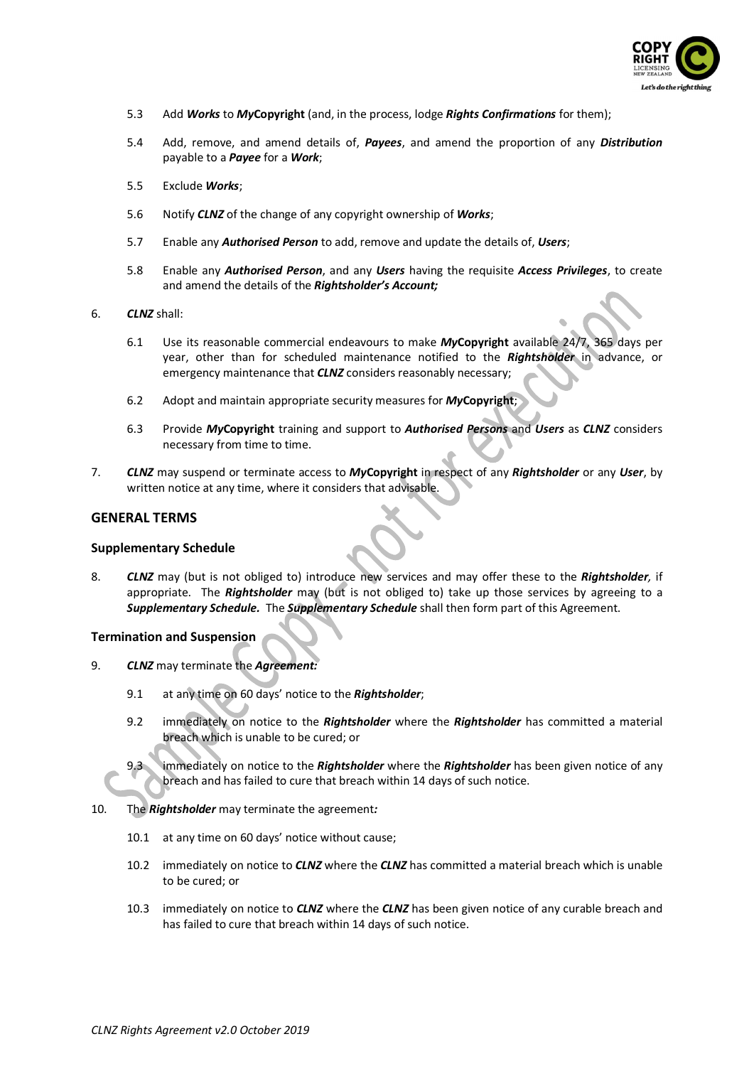5.3 Add ***Works*** to ***My*Copyright** (and, in the process, lodge ***Rights Confirmations*** for them);

5.4 Add, remove, and amend details of, ***Payees***, and amend the proportion of any ***Distribution*** payable to a ***Payee*** for a ***Work***;

5.5 Exclude ***Works***;

5.6 Notify ***CLNZ*** of the change of any copyright ownership of ***Works***;

5.7 Enable any ***Authorised Person*** to add, remove and update the details of, ***Users***;

5.8 Enable any ***Authorised Person***, and any ***Users*** having the requisite ***Access Privileges***, to create and amend the details of the ***Rightsholder's Account;***

6. ***CLNZ*** shall:

6.1 Use its reasonable commercial endeavours to make ***My*Copyright** available 24/7, 365 days per year, other than for scheduled maintenance notified to the ***Rightsholder*** in advance, or emergency maintenance that ***CLNZ*** considers reasonably necessary;

6.2 Adopt and maintain appropriate security measures for ***My*Copyright**;

6.3 Provide ***My*Copyright** training and support to ***Authorised Persons*** and ***Users*** as ***CLNZ*** considers necessary from time to time.

7. ***CLNZ*** may suspend or terminate access to ***My*Copyright** in respect of any ***Rightsholder*** or any ***User***, by written notice at any time, where it considers that advisable.

## GENERAL TERMS

### Supplementary Schedule

8. ***CLNZ*** may (but is not obliged to) introduce new services and may offer these to the ***Rightsholder,*** if appropriate. The ***Rightsholder*** may (but is not obliged to) take up those services by agreeing to a ***Supplementary Schedule.*** The ***Supplementary Schedule*** shall then form part of this Agreement.

### Termination and Suspension

9. ***CLNZ*** may terminate the ***Agreement:***

9.1 at any time on 60 days' notice to the ***Rightsholder***;

9.2 immediately on notice to the ***Rightsholder*** where the ***Rightsholder*** has committed a material breach which is unable to be cured; or

9.3 immediately on notice to the ***Rightsholder*** where the ***Rightsholder*** has been given notice of any breach and has failed to cure that breach within 14 days of such notice.

10. The ***Rightsholder*** may terminate the agreement***:***

10.1 at any time on 60 days' notice without cause;

10.2 immediately on notice to ***CLNZ*** where the ***CLNZ*** has committed a material breach which is unable to be cured; or

10.3 immediately on notice to ***CLNZ*** where the ***CLNZ*** has been given notice of any curable breach and has failed to cure that breach within 14 days of such notice.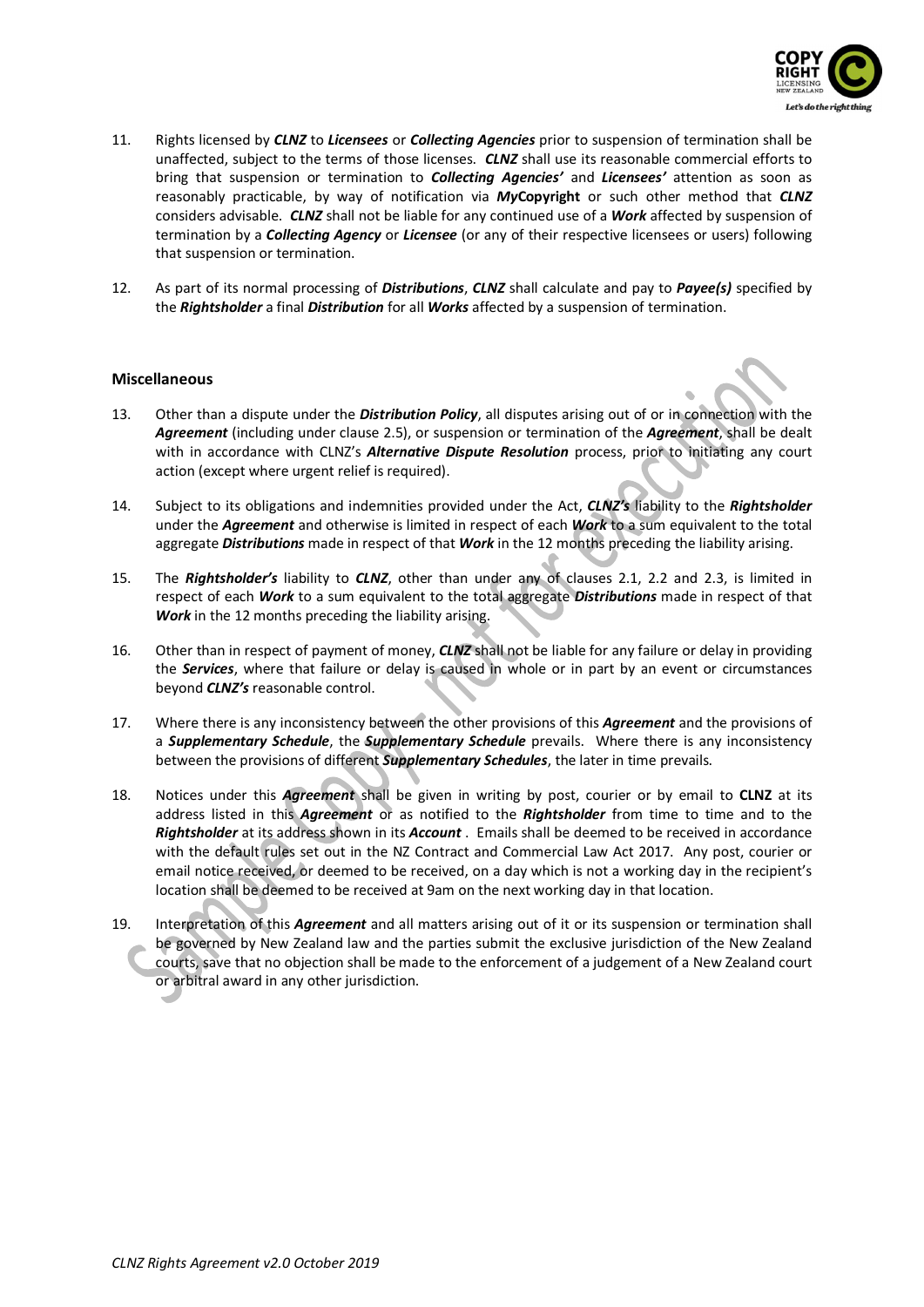11. Rights licensed by ***CLNZ*** to ***Licensees*** or ***Collecting Agencies*** prior to suspension of termination shall be unaffected, subject to the terms of those licenses. ***CLNZ*** shall use its reasonable commercial efforts to bring that suspension or termination to ***Collecting Agencies'*** and ***Licensees'*** attention as soon as reasonably practicable, by way of notification via ***My*****Copyright** or such other method that ***CLNZ*** considers advisable. ***CLNZ*** shall not be liable for any continued use of a ***Work*** affected by suspension of termination by a ***Collecting Agency*** or ***Licensee*** (or any of their respective licensees or users) following that suspension or termination.

12. As part of its normal processing of ***Distributions***, ***CLNZ*** shall calculate and pay to ***Payee(s)*** specified by the ***Rightsholder*** a final ***Distribution*** for all ***Works*** affected by a suspension of termination.

**Miscellaneous**

13. Other than a dispute under the ***Distribution Policy***, all disputes arising out of or in connection with the ***Agreement*** (including under clause 2.5), or suspension or termination of the ***Agreement***, shall be dealt with in accordance with CLNZ's ***Alternative Dispute Resolution*** process, prior to initiating any court action (except where urgent relief is required).

14. Subject to its obligations and indemnities provided under the Act, ***CLNZ's*** liability to the ***Rightsholder*** under the ***Agreement*** and otherwise is limited in respect of each ***Work*** to a sum equivalent to the total aggregate ***Distributions*** made in respect of that ***Work*** in the 12 months preceding the liability arising.

15. The ***Rightsholder's*** liability to ***CLNZ***, other than under any of clauses 2.1, 2.2 and 2.3, is limited in respect of each ***Work*** to a sum equivalent to the total aggregate ***Distributions*** made in respect of that ***Work*** in the 12 months preceding the liability arising.

16. Other than in respect of payment of money, ***CLNZ*** shall not be liable for any failure or delay in providing the ***Services***, where that failure or delay is caused in whole or in part by an event or circumstances beyond ***CLNZ's*** reasonable control.

17. Where there is any inconsistency between the other provisions of this ***Agreement*** and the provisions of a ***Supplementary Schedule***, the ***Supplementary Schedule*** prevails. Where there is any inconsistency between the provisions of different ***Supplementary Schedules***, the later in time prevails.

18. Notices under this ***Agreement*** shall be given in writing by post, courier or by email to **CLNZ** at its address listed in this ***Agreement*** or as notified to the ***Rightsholder*** from time to time and to the ***Rightsholder*** at its address shown in its ***Account*** . Emails shall be deemed to be received in accordance with the default rules set out in the NZ Contract and Commercial Law Act 2017. Any post, courier or email notice received, or deemed to be received, on a day which is not a working day in the recipient's location shall be deemed to be received at 9am on the next working day in that location.

19. Interpretation of this ***Agreement*** and all matters arising out of it or its suspension or termination shall be governed by New Zealand law and the parties submit the exclusive jurisdiction of the New Zealand courts, save that no objection shall be made to the enforcement of a judgement of a New Zealand court or arbitral award in any other jurisdiction.